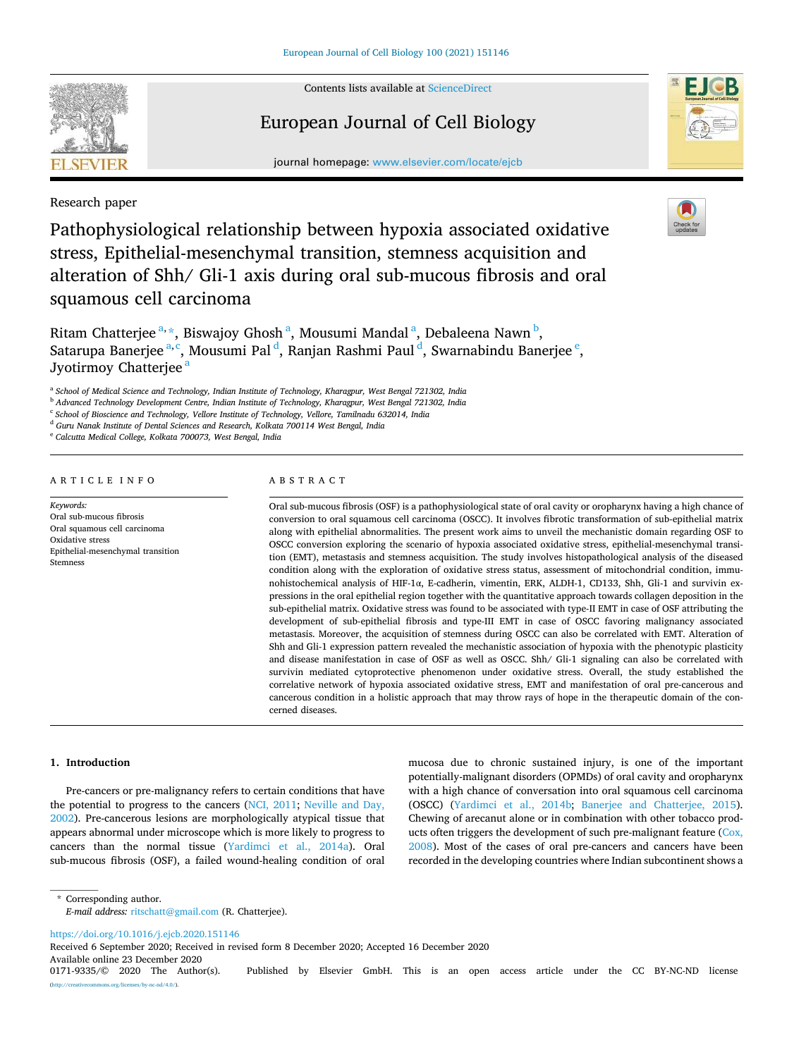Research paper

# Pathophysiological relationship between hypoxia associated oxidative stress, Epithelial-mesenchymal transition, stemness acquisition and alteration of Shh/ Gli-1 axis during oral sub-mucous fibrosis and oral squamous cell carcinoma

Ritam Chatterjee[a,*], Biswajoy Ghosh[a], Mousumi Mandal[a], Debaleena Nawn[b], Satarupa Banerjee[a,c], Mousumi Pal[d], Ranjan Rashmi Paul[d], Swarnabindu Banerjee[e], Jyotirmoy Chatterjee[a]

[a] School of Medical Science and Technology, Indian Institute of Technology, Kharagpur, West Bengal 721302, India
[b] Advanced Technology Development Centre, Indian Institute of Technology, Kharagpur, West Bengal 721302, India
[c] School of Bioscience and Technology, Vellore Institute of Technology, Vellore, Tamilnadu 632014, India
[d] Guru Nanak Institute of Dental Sciences and Research, Kolkata 700114 West Bengal, India
[e] Calcutta Medical College, Kolkata 700073, West Bengal, India

## ARTICLE INFO

*Keywords:*
Oral sub-mucous fibrosis
Oral squamous cell carcinoma
Oxidative stress
Epithelial-mesenchymal transition
Stemness

## ABSTRACT

Oral sub-mucous fibrosis (OSF) is a pathophysiological state of oral cavity or oropharynx having a high chance of conversion to oral squamous cell carcinoma (OSCC). It involves fibrotic transformation of sub-epithelial matrix along with epithelial abnormalities. The present work aims to unveil the mechanistic domain regarding OSF to OSCC conversion exploring the scenario of hypoxia associated oxidative stress, epithelial-mesenchymal transition (EMT), metastasis and stemness acquisition. The study involves histopathological analysis of the diseased condition along with the exploration of oxidative stress status, assessment of mitochondrial condition, immunohistochemical analysis of HIF-1α, E-cadherin, vimentin, ERK, ALDH-1, CD133, Shh, Gli-1 and survivin expressions in the oral epithelial region together with the quantitative approach towards collagen deposition in the sub-epithelial matrix. Oxidative stress was found to be associated with type-II EMT in case of OSF attributing the development of sub-epithelial fibrosis and type-III EMT in case of OSCC favoring malignancy associated metastasis. Moreover, the acquisition of stemness during OSCC can also be correlated with EMT. Alteration of Shh and Gli-1 expression pattern revealed the mechanistic association of hypoxia with the phenotypic plasticity and disease manifestation in case of OSF as well as OSCC. Shh/ Gli-1 signaling can also be correlated with survivin mediated cytoprotective phenomenon under oxidative stress. Overall, the study established the correlative network of hypoxia associated oxidative stress, EMT and manifestation of oral pre-cancerous and cancerous condition in a holistic approach that may throw rays of hope in the therapeutic domain of the concerned diseases.

## 1. Introduction

Pre-cancers or pre-malignancy refers to certain conditions that have the potential to progress to the cancers (NCI, 2011; Neville and Day, 2002). Pre-cancerous lesions are morphologically atypical tissue that appears abnormal under microscope which is more likely to progress to cancers than the normal tissue (Yardimci et al., 2014a). Oral sub-mucous fibrosis (OSF), a failed wound-healing condition of oral mucosa due to chronic sustained injury, is one of the important potentially-malignant disorders (OPMDs) of oral cavity and oropharynx with a high chance of conversation into oral squamous cell carcinoma (OSCC) (Yardimci et al., 2014b; Banerjee and Chatterjee, 2015). Chewing of arecanut alone or in combination with other tobacco products often triggers the development of such pre-malignant feature (Cox, 2008). Most of the cases of oral pre-cancers and cancers have been recorded in the developing countries where Indian subcontinent shows a

\* Corresponding author.
*E-mail address:* ritschatt@gmail.com (R. Chatterjee).

https://doi.org/10.1016/j.ejcb.2020.151146
Received 6 September 2020; Received in revised form 8 December 2020; Accepted 16 December 2020
Available online 23 December 2020
0171-9335/© 2020 The Author(s). Published by Elsevier GmbH. This is an open access article under the CC BY-NC-ND license (http://creativecommons.org/licenses/by-nc-nd/4.0/).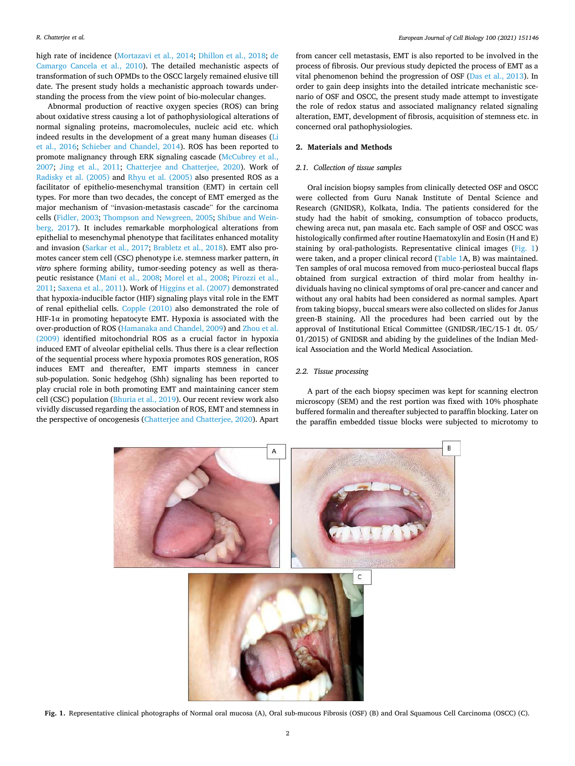high rate of incidence (Mortazavi et al., 2014; Dhillon et al., 2018; de Camargo Cancela et al., 2010). The detailed mechanistic aspects of transformation of such OPMDs to the OSCC largely remained elusive till date. The present study holds a mechanistic approach towards understanding the process from the view point of bio-molecular changes.

Abnormal production of reactive oxygen species (ROS) can bring about oxidative stress causing a lot of pathophysiological alterations of normal signaling proteins, macromolecules, nucleic acid etc. which indeed results in the development of a great many human diseases (Li et al., 2016; Schieber and Chandel, 2014). ROS has been reported to promote malignancy through ERK signaling cascade (McCubrey et al., 2007; Jing et al., 2011; Chatterjee and Chatterjee, 2020). Work of Radisky et al. (2005) and Rhyu et al. (2005) also presented ROS as a facilitator of epithelio-mesenchymal transition (EMT) in certain cell types. For more than two decades, the concept of EMT emerged as the major mechanism of "invasion-metastasis cascade" for the carcinoma cells (Fidler, 2003; Thompson and Newgreen, 2005; Shibue and Weinberg, 2017). It includes remarkable morphological alterations from epithelial to mesenchymal phenotype that facilitates enhanced motality and invasion (Sarkar et al., 2017; Brabletz et al., 2018). EMT also promotes cancer stem cell (CSC) phenotype i.e. stemness marker pattern, *in vitro* sphere forming ability, tumor-seeding potency as well as therapeutic resistance (Mani et al., 2008; Morel et al., 2008; Pirozzi et al., 2011; Saxena et al., 2011). Work of Higgins et al. (2007) demonstrated that hypoxia-inducible factor (HIF) signaling plays vital role in the EMT of renal epithelial cells. Copple (2010) also demonstrated the role of HIF-1α in promoting hepatocyte EMT. Hypoxia is associated with the over-production of ROS (Hamanaka and Chandel, 2009) and Zhou et al. (2009) identified mitochondrial ROS as a crucial factor in hypoxia induced EMT of alveolar epithelial cells. Thus there is a clear reflection of the sequential process where hypoxia promotes ROS generation, ROS induces EMT and thereafter, EMT imparts stemness in cancer sub-population. Sonic hedgehog (Shh) signaling has been reported to play crucial role in both promoting EMT and maintaining cancer stem cell (CSC) population (Bhuria et al., 2019). Our recent review work also vividly discussed regarding the association of ROS, EMT and stemness in the perspective of oncogenesis (Chatterjee and Chatterjee, 2020). Apart from cancer cell metastasis, EMT is also reported to be involved in the process of fibrosis. Our previous study depicted the process of EMT as a vital phenomenon behind the progression of OSF (Das et al., 2013). In order to gain deep insights into the detailed intricate mechanistic scenario of OSF and OSCC, the present study made attempt to investigate the role of redox status and associated malignancy related signaling alteration, EMT, development of fibrosis, acquisition of stemness etc. in concerned oral pathophysiologies.

## 2. Materials and Methods

### 2.1. Collection of tissue samples

Oral incision biopsy samples from clinically detected OSF and OSCC were collected from Guru Nanak Institute of Dental Science and Research (GNIDSR), Kolkata, India. The patients considered for the study had the habit of smoking, consumption of tobacco products, chewing areca nut, pan masala etc. Each sample of OSF and OSCC was histologically confirmed after routine Haematoxylin and Eosin (H and E) staining by oral-pathologists. Representative clinical images (Fig. 1) were taken, and a proper clinical record (Table 1A, B) was maintained. Ten samples of oral mucosa removed from muco-periosteal buccal flaps obtained from surgical extraction of third molar from healthy individuals having no clinical symptoms of oral pre-cancer and cancer and without any oral habits had been considered as normal samples. Apart from taking biopsy, buccal smears were also collected on slides for Janus green-B staining. All the procedures had been carried out by the approval of Institutional Etical Committee (GNIDSR/IEC/15-1 dt. 05/01/2015) of GNIDSR and abiding by the guidelines of the Indian Medical Association and the World Medical Association.

### 2.2. Tissue processing

A part of the each biopsy specimen was kept for scanning electron microscopy (SEM) and the rest portion was fixed with 10% phosphate buffered formalin and thereafter subjected to paraffin blocking. Later on the paraffin embedded tissue blocks were subjected to microtomy to

**Fig. 1.** Representative clinical photographs of Normal oral mucosa (A), Oral sub-mucous Fibrosis (OSF) (B) and Oral Squamous Cell Carcinoma (OSCC) (C).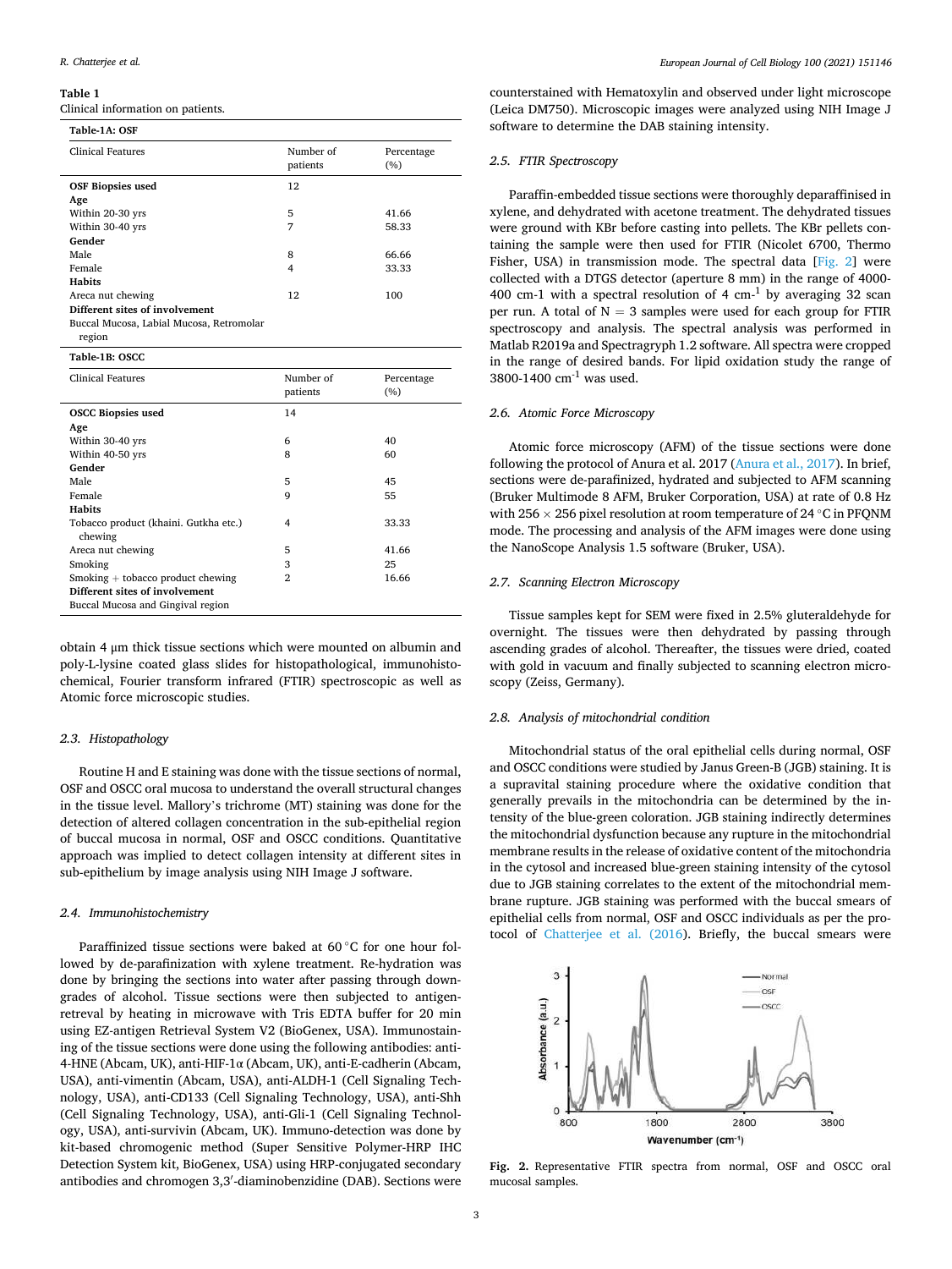**Table 1**
Clinical information on patients.

| Table-1A: OSF | | |
|---|---|---|
| Clinical Features | Number of patients | Percentage (%) |
| **OSF Biopsies used** | 12 | |
| **Age** | | |
| Within 20-30 yrs | 5 | 41.66 |
| Within 30-40 yrs | 7 | 58.33 |
| **Gender** | | |
| Male | 8 | 66.66 |
| Female | 4 | 33.33 |
| **Habits** | | |
| Areca nut chewing | 12 | 100 |
| **Different sites of involvement** | | |
| Buccal Mucosa, Labial Mucosa, Retromolar region | | |
| **Table-1B: OSCC** | | |
| Clinical Features | Number of patients | Percentage (%) |
| **OSCC Biopsies used** | 14 | |
| **Age** | | |
| Within 30-40 yrs | 6 | 40 |
| Within 40-50 yrs | 8 | 60 |
| **Gender** | | |
| Male | 5 | 45 |
| Female | 9 | 55 |
| **Habits** | | |
| Tobacco product (khaini. Gutkha etc.) chewing | 4 | 33.33 |
| Areca nut chewing | 5 | 41.66 |
| Smoking | 3 | 25 |
| Smoking + tobacco product chewing | 2 | 16.66 |
| **Different sites of involvement** | | |
| Buccal Mucosa and Gingival region | | |

obtain 4 μm thick tissue sections which were mounted on albumin and poly-L-lysine coated glass slides for histopathological, immunohistochemical, Fourier transform infrared (FTIR) spectroscopic as well as Atomic force microscopic studies.

### 2.3. Histopathology

Routine H and E staining was done with the tissue sections of normal, OSF and OSCC oral mucosa to understand the overall structural changes in the tissue level. Mallory's trichrome (MT) staining was done for the detection of altered collagen concentration in the sub-epithelial region of buccal mucosa in normal, OSF and OSCC conditions. Quantitative approach was implied to detect collagen intensity at different sites in sub-epithelium by image analysis using NIH Image J software.

### 2.4. Immunohistochemistry

Paraffinized tissue sections were baked at 60 °C for one hour followed by de-parafinization with xylene treatment. Re-hydration was done by bringing the sections into water after passing through down-grades of alcohol. Tissue sections were then subjected to antigen-retrieval by heating in microwave with Tris EDTA buffer for 20 min using EZ-antigen Retrieval System V2 (BioGenex, USA). Immunostaining of the tissue sections were done using the following antibodies: anti-4-HNE (Abcam, UK), anti-HIF-1α (Abcam, UK), anti-E-cadherin (Abcam, USA), anti-vimentin (Abcam, USA), anti-ALDH-1 (Cell Signaling Technology, USA), anti-CD133 (Cell Signaling Technology, USA), anti-Shh (Cell Signaling Technology, USA), anti-Gli-1 (Cell Signaling Technology, USA), anti-survivin (Abcam, UK). Immuno-detection was done by kit-based chromogenic method (Super Sensitive Polymer-HRP IHC Detection System kit, BioGenex, USA) using HRP-conjugated secondary antibodies and chromogen 3,3′-diaminobenzidine (DAB). Sections were counterstained with Hematoxylin and observed under light microscope (Leica DM750). Microscopic images were analyzed using NIH Image J software to determine the DAB staining intensity.

### 2.5. FTIR Spectroscopy

Paraffin-embedded tissue sections were thoroughly deparaffinised in xylene, and dehydrated with acetone treatment. The dehydrated tissues were ground with KBr before casting into pellets. The KBr pellets containing the sample were then used for FTIR (Nicolet 6700, Thermo Fisher, USA) in transmission mode. The spectral data [Fig. 2] were collected with a DTGS detector (aperture 8 mm) in the range of 4000-400 cm-1 with a spectral resolution of 4 $cm^{-1}$ by averaging 32 scan per run. A total of N = 3 samples were used for each group for FTIR spectroscopy and analysis. The spectral analysis was performed in Matlab R2019a and Spectragryph 1.2 software. All spectra were cropped in the range of desired bands. For lipid oxidation study the range of 3800-1400 $cm^{-1}$ was used.

### 2.6. Atomic Force Microscopy

Atomic force microscopy (AFM) of the tissue sections were done following the protocol of Anura et al. 2017 (Anura et al., 2017). In brief, sections were de-parafinized, hydrated and subjected to AFM scanning (Bruker Multimode 8 AFM, Bruker Corporation, USA) at rate of 0.8 Hz with 256 × 256 pixel resolution at room temperature of 24 °C in PFQNM mode. The processing and analysis of the AFM images were done using the NanoScope Analysis 1.5 software (Bruker, USA).

### 2.7. Scanning Electron Microscopy

Tissue samples kept for SEM were fixed in 2.5% gluteraldehyde for overnight. The tissues were then dehydrated by passing through ascending grades of alcohol. Thereafter, the tissues were dried, coated with gold in vacuum and finally subjected to scanning electron microscopy (Zeiss, Germany).

### 2.8. Analysis of mitochondrial condition

Mitochondrial status of the oral epithelial cells during normal, OSF and OSCC conditions were studied by Janus Green-B (JGB) staining. It is a supravital staining procedure where the oxidative condition that generally prevails in the mitochondria can be determined by the intensity of the blue-green coloration. JGB staining indirectly determines the mitochondrial dysfunction because any rupture in the mitochondrial membrane results in the release of oxidative content of the mitochondria in the cytosol and increased blue-green staining intensity of the cytosol due to JGB staining correlates to the extent of the mitochondrial membrane rupture. JGB staining was performed with the buccal smears of epithelial cells from normal, OSF and OSCC individuals as per the protocol of Chatterjee et al. (2016). Briefly, the buccal smears were

**Fig. 2.** Representative FTIR spectra from normal, OSF and OSCC oral mucosal samples.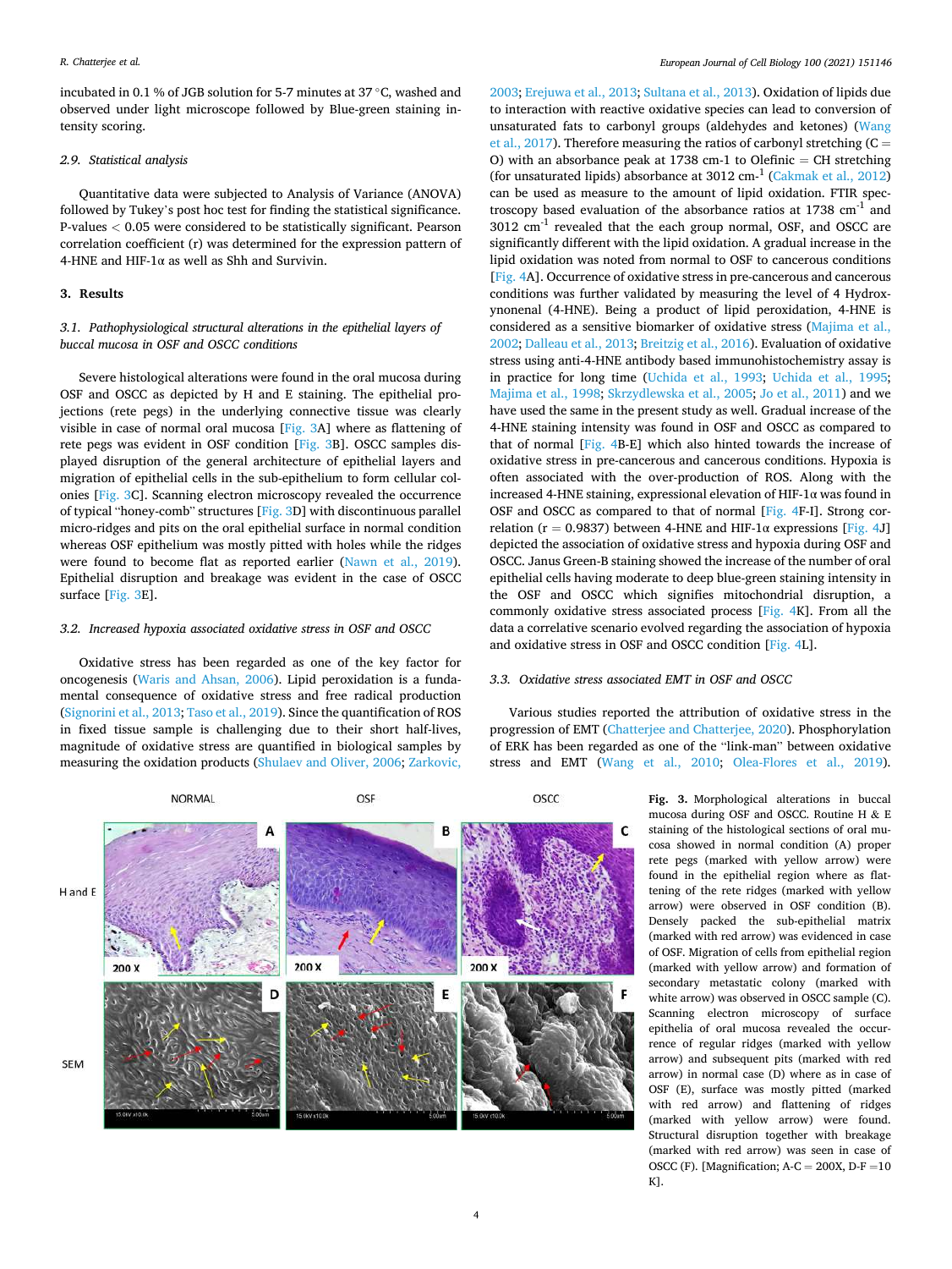incubated in 0.1 % of JGB solution for 5-7 minutes at 37 °C, washed and observed under light microscope followed by Blue-green staining intensity scoring.

### 2.9. Statistical analysis

Quantitative data were subjected to Analysis of Variance (ANOVA) followed by Tukey's post hoc test for finding the statistical significance. P-values < 0.05 were considered to be statistically significant. Pearson correlation coefficient (r) was determined for the expression pattern of 4-HNE and HIF-1α as well as Shh and Survivin.

## 3. Results

### 3.1. Pathophysiological structural alterations in the epithelial layers of buccal mucosa in OSF and OSCC conditions

Severe histological alterations were found in the oral mucosa during OSF and OSCC as depicted by H and E staining. The epithelial projections (rete pegs) in the underlying connective tissue was clearly visible in case of normal oral mucosa [Fig. 3A] where as flattening of rete pegs was evident in OSF condition [Fig. 3B]. OSCC samples displayed disruption of the general architecture of epithelial layers and migration of epithelial cells in the sub-epithelium to form cellular colonies [Fig. 3C]. Scanning electron microscopy revealed the occurrence of typical "honey-comb" structures [Fig. 3D] with discontinuous parallel micro-ridges and pits on the oral epithelial surface in normal condition whereas OSF epithelium was mostly pitted with holes while the ridges were found to become flat as reported earlier (Nawn et al., 2019). Epithelial disruption and breakage was evident in the case of OSCC surface [Fig. 3E].

### 3.2. Increased hypoxia associated oxidative stress in OSF and OSCC

Oxidative stress has been regarded as one of the key factor for oncogenesis (Waris and Ahsan, 2006). Lipid peroxidation is a fundamental consequence of oxidative stress and free radical production (Signorini et al., 2013; Taso et al., 2019). Since the quantification of ROS in fixed tissue sample is challenging due to their short half-lives, magnitude of oxidative stress are quantified in biological samples by measuring the oxidation products (Shulaev and Oliver, 2006; Zarkovic, 2003; Erejuwa et al., 2013; Sultana et al., 2013). Oxidation of lipids due to interaction with reactive oxidative species can lead to conversion of unsaturated fats to carbonyl groups (aldehydes and ketones) (Wang et al., 2017). Therefore measuring the ratios of carbonyl stretching (C = O) with an absorbance peak at 1738 cm-1 to Olefinic = CH stretching (for unsaturated lipids) absorbance at 3012 $cm^{-1}$ (Cakmak et al., 2012) can be used as measure to the amount of lipid oxidation. FTIR spectroscopy based evaluation of the absorbance ratios at 1738 $cm^{-1}$ and 3012 $cm^{-1}$ revealed that the each group normal, OSF, and OSCC are significantly different with the lipid oxidation. A gradual increase in the lipid oxidation was noted from normal to OSF to cancerous conditions [Fig. 4A]. Occurrence of oxidative stress in pre-cancerous and cancerous conditions was further validated by measuring the level of 4 Hydroxynonenal (4-HNE). Being a product of lipid peroxidation, 4-HNE is considered as a sensitive biomarker of oxidative stress (Majima et al., 2002; Dalleau et al., 2013; Breitzig et al., 2016). Evaluation of oxidative stress using anti-4-HNE antibody based immunohistochemistry assay is in practice for long time (Uchida et al., 1993; Uchida et al., 1995; Majima et al., 1998; Skrzydlewska et al., 2005; Jo et al., 2011) and we have used the same in the present study as well. Gradual increase of the 4-HNE staining intensity was found in OSF and OSCC as compared to that of normal [Fig. 4B-E] which also hinted towards the increase of oxidative stress in pre-cancerous and cancerous conditions. Hypoxia is often associated with the over-production of ROS. Along with the increased 4-HNE staining, expressional elevation of HIF-1α was found in OSF and OSCC as compared to that of normal [Fig. 4F-I]. Strong correlation (r = 0.9837) between 4-HNE and HIF-1α expressions [Fig. 4J] depicted the association of oxidative stress and hypoxia during OSF and OSCC. Janus Green-B staining showed the increase of the number of oral epithelial cells having moderate to deep blue-green staining intensity in the OSF and OSCC which signifies mitochondrial disruption, a commonly oxidative stress associated process [Fig. 4K]. From all the data a correlative scenario evolved regarding the association of hypoxia and oxidative stress in OSF and OSCC condition [Fig. 4L].

### 3.3. Oxidative stress associated EMT in OSF and OSCC

Various studies reported the attribution of oxidative stress in the progression of EMT (Chatterjee and Chatterjee, 2020). Phosphorylation of ERK has been regarded as one of the "link-man" between oxidative stress and EMT (Wang et al., 2010; Olea-Flores et al., 2019).

**Fig. 3.** Morphological alterations in buccal mucosa during OSF and OSCC. Routine H & E staining of the histological sections of oral mucosa showed in normal condition (A) proper rete pegs (marked with yellow arrow) were found in the epithelial region where as flattening of the rete ridges (marked with yellow arrow) were observed in OSF condition (B). Densely packed the sub-epithelial matrix (marked with red arrow) was evidenced in case of OSF. Migration of cells from epithelial region (marked with yellow arrow) and formation of secondary metastatic colony (marked with white arrow) was observed in OSCC sample (C). Scanning electron microscopy of surface epithelia of oral mucosa revealed the occurrence of regular ridges (marked with yellow arrow) and subsequent pits (marked with red arrow) in normal case (D) where as in case of OSF (E), surface was mostly pitted (marked with red arrow) and flattening of ridges (marked with yellow arrow) were found. Structural disruption together with breakage (marked with red arrow) was seen in case of OSCC (F). [Magnification; A-C = 200X, D-F =10 K].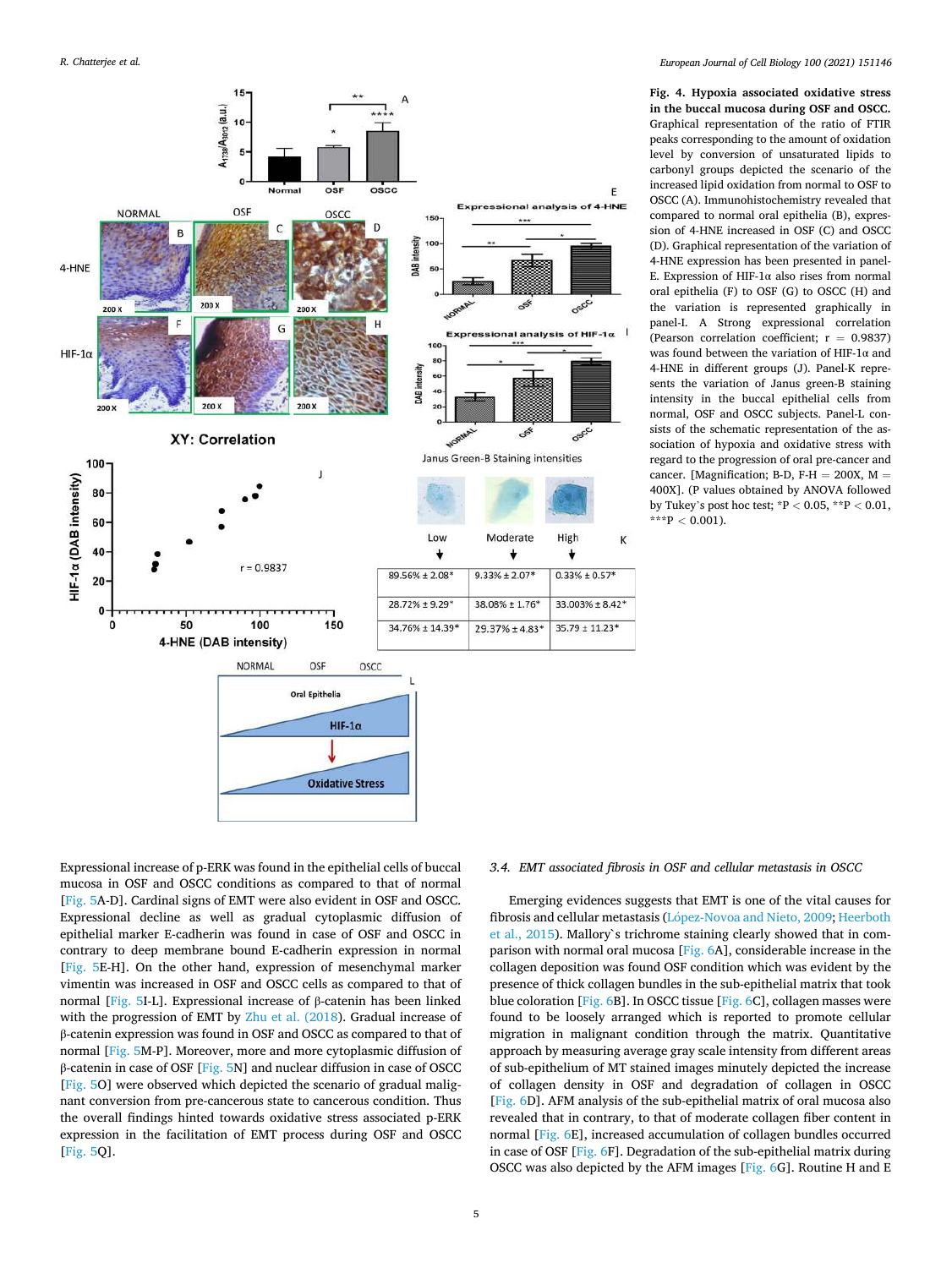**Fig. 4. Hypoxia associated oxidative stress in the buccal mucosa during OSF and OSCC.** Graphical representation of the ratio of FTIR peaks corresponding to the amount of oxidation level by conversion of unsaturated lipids to carbonyl groups depicted the scenario of the increased lipid oxidation from normal to OSF to OSCC (A). Immunohistochemistry revealed that compared to normal oral epithelia (B), expression of 4-HNE increased in OSF (C) and OSCC (D). Graphical representation of the variation of 4-HNE expression has been presented in panel-E. Expression of HIF-1α also rises from normal oral epithelia (F) to OSF (G) to OSCC (H) and the variation is represented graphically in panel-I. A Strong expressional correlation (Pearson correlation coefficient; r = 0.9837) was found between the variation of HIF-1α and 4-HNE in different groups (J). Panel-K represents the variation of Janus green-B staining intensity in the buccal epithelial cells from normal, OSF and OSCC subjects. Panel-L consists of the schematic representation of the association of hypoxia and oxidative stress with regard to the progression of oral pre-cancer and cancer. [Magnification; B-D, F-H = 200X, M = 400X]. (P values obtained by ANOVA followed by Tukey's post hoc test; *P < 0.05, **P < 0.01, ***P < 0.001).

Expressional increase of p-ERK was found in the epithelial cells of buccal mucosa in OSF and OSCC conditions as compared to that of normal [Fig. 5A-D]. Cardinal signs of EMT were also evident in OSF and OSCC. Expressional decline as well as gradual cytoplasmic diffusion of epithelial marker E-cadherin was found in case of OSF and OSCC in contrary to deep membrane bound E-cadherin expression in normal [Fig. 5E-H]. On the other hand, expression of mesenchymal marker vimentin was increased in OSF and OSCC cells as compared to that of normal [Fig. 5I-L]. Expressional increase of β-catenin has been linked with the progression of EMT by Zhu et al. (2018). Gradual increase of β-catenin expression was found in OSF and OSCC as compared to that of normal [Fig. 5M-P]. Moreover, more and more cytoplasmic diffusion of β-catenin in case of OSF [Fig. 5N] and nuclear diffusion in case of OSCC [Fig. 5O] were observed which depicted the scenario of gradual malignant conversion from pre-cancerous state to cancerous condition. Thus the overall findings hinted towards oxidative stress associated p-ERK expression in the facilitation of EMT process during OSF and OSCC [Fig. 5Q].

### 3.4. EMT associated fibrosis in OSF and cellular metastasis in OSCC

Emerging evidences suggests that EMT is one of the vital causes for fibrosis and cellular metastasis (López-Novoa and Nieto, 2009; Heerboth et al., 2015). Mallory`s trichrome staining clearly showed that in comparison with normal oral mucosa [Fig. 6A], considerable increase in the collagen deposition was found OSF condition which was evident by the presence of thick collagen bundles in the sub-epithelial matrix that took blue coloration [Fig. 6B]. In OSCC tissue [Fig. 6C], collagen masses were found to be loosely arranged which is reported to promote cellular migration in malignant condition through the matrix. Quantitative approach by measuring average gray scale intensity from different areas of sub-epithelium of MT stained images minutely depicted the increase of collagen density in OSF and degradation of collagen in OSCC [Fig. 6D]. AFM analysis of the sub-epithelial matrix of oral mucosa also revealed that in contrary, to that of moderate collagen fiber content in normal [Fig. 6E], increased accumulation of collagen bundles occurred in case of OSF [Fig. 6F]. Degradation of the sub-epithelial matrix during OSCC was also depicted by the AFM images [Fig. 6G]. Routine H and E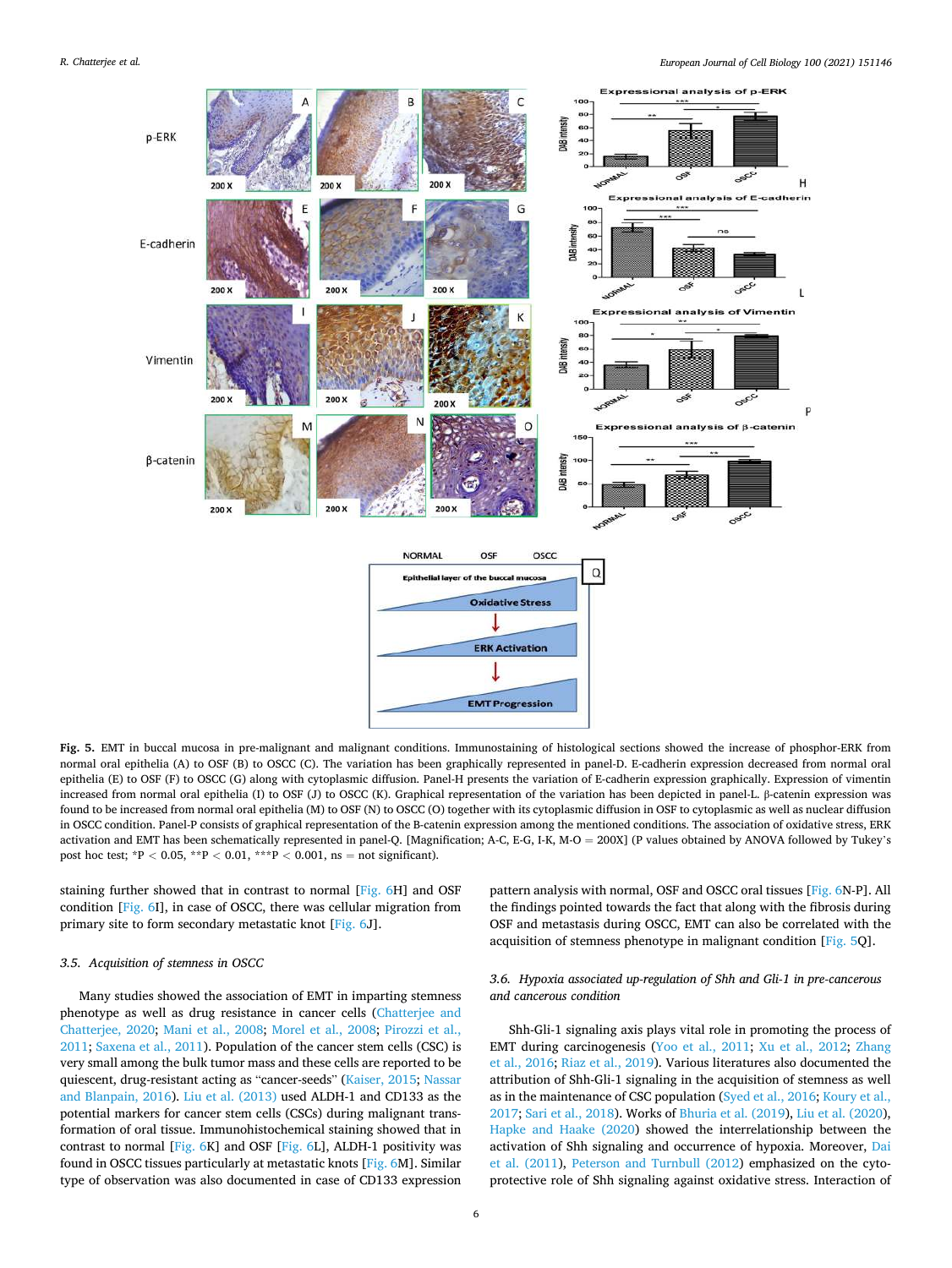**Fig. 5.** EMT in buccal mucosa in pre-malignant and malignant conditions. Immunostaining of histological sections showed the increase of phosphor-ERK from normal oral epithelia (A) to OSF (B) to OSCC (C). The variation has been graphically represented in panel-D. E-cadherin expression decreased from normal oral epithelia (E) to OSF (F) to OSCC (G) along with cytoplasmic diffusion. Panel-H presents the variation of E-cadherin expression graphically. Expression of vimentin increased from normal oral epithelia (I) to OSF (J) to OSCC (K). Graphical representation of the variation has been depicted in panel-L. β-catenin expression was found to be increased from normal oral epithelia (M) to OSF (N) to OSCC (O) together with its cytoplasmic diffusion in OSF to cytoplasmic as well as nuclear diffusion in OSCC condition. Panel-P consists of graphical representation of the B-catenin expression among the mentioned conditions. The association of oxidative stress, ERK activation and EMT has been schematically represented in panel-Q. [Magnification; A-C, E-G, I-K, M-O = 200X] (P values obtained by ANOVA followed by Tukey's post hoc test; *P < 0.05, **P < 0.01, ***P < 0.001, ns = not significant).

staining further showed that in contrast to normal [Fig. 6H] and OSF condition [Fig. 6I], in case of OSCC, there was cellular migration from primary site to form secondary metastatic knot [Fig. 6J].

### 3.5. Acquisition of stemness in OSCC

Many studies showed the association of EMT in imparting stemness phenotype as well as drug resistance in cancer cells (Chatterjee and Chatterjee, 2020; Mani et al., 2008; Morel et al., 2008; Pirozzi et al., 2011; Saxena et al., 2011). Population of the cancer stem cells (CSC) is very small among the bulk tumor mass and these cells are reported to be quiescent, drug-resistant acting as "cancer-seeds" (Kaiser, 2015; Nassar and Blanpain, 2016). Liu et al. (2013) used ALDH-1 and CD133 as the potential markers for cancer stem cells (CSCs) during malignant transformation of oral tissue. Immunohistochemical staining showed that in contrast to normal [Fig. 6K] and OSF [Fig. 6L], ALDH-1 positivity was found in OSCC tissues particularly at metastatic knots [Fig. 6M]. Similar type of observation was also documented in case of CD133 expression pattern analysis with normal, OSF and OSCC oral tissues [Fig. 6N-P]. All the findings pointed towards the fact that along with the fibrosis during OSF and metastasis during OSCC, EMT can also be correlated with the acquisition of stemness phenotype in malignant condition [Fig. 5Q].

### 3.6. Hypoxia associated up-regulation of Shh and Gli-1 in pre-cancerous and cancerous condition

Shh-Gli-1 signaling axis plays vital role in promoting the process of EMT during carcinogenesis (Yoo et al., 2011; Xu et al., 2012; Zhang et al., 2016; Riaz et al., 2019). Various literatures also documented the attribution of Shh-Gli-1 signaling in the acquisition of stemness as well as in the maintenance of CSC population (Syed et al., 2016; Koury et al., 2017; Sari et al., 2018). Works of Bhuria et al. (2019), Liu et al. (2020), Hapke and Haake (2020) showed the interrelationship between the activation of Shh signaling and occurrence of hypoxia. Moreover, Dai et al. (2011), Peterson and Turnbull (2012) emphasized on the cytoprotective role of Shh signaling against oxidative stress. Interaction of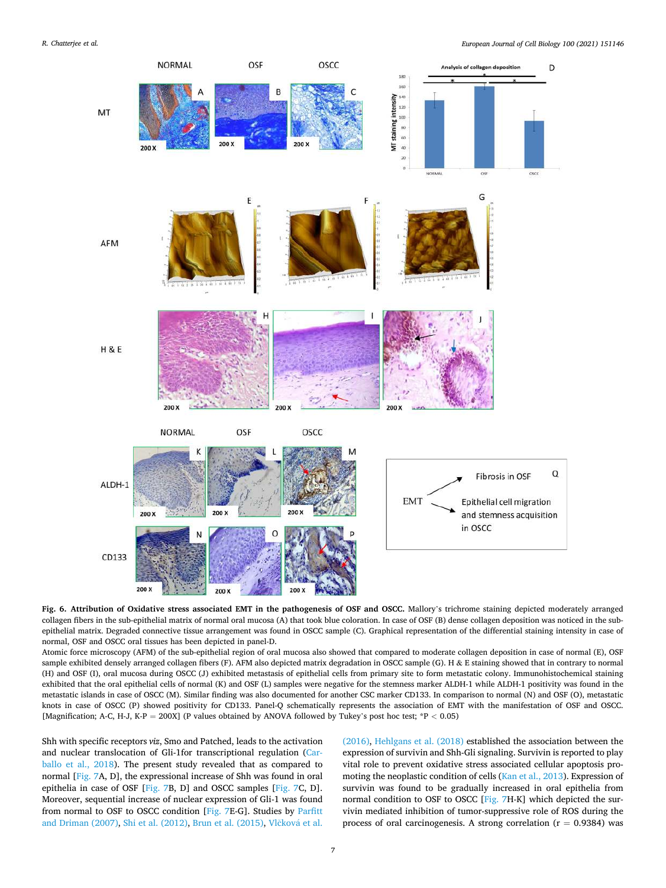**Fig. 6. Attribution of Oxidative stress associated EMT in the pathogenesis of OSF and OSCC.** Mallory's trichrome staining depicted moderately arranged collagen fibers in the sub-epithelial matrix of normal oral mucosa (A) that took blue coloration. In case of OSF (B) dense collagen deposition was noticed in the sub-epithelial matrix. Degraded connective tissue arrangement was found in OSCC sample (C). Graphical representation of the differential staining intensity in case of normal, OSF and OSCC oral tissues has been depicted in panel-D.

Atomic force microscopy (AFM) of the sub-epithelial region of oral mucosa also showed that compared to moderate collagen deposition in case of normal (E), OSF sample exhibited densely arranged collagen fibers (F). AFM also depicted matrix degradation in OSCC sample (G). H & E staining showed that in contrary to normal (H) and OSF (I), oral mucosa during OSCC (J) exhibited metastasis of epithelial cells from primary site to form metastatic colony. Immunohistochemical staining exhibited that the oral epithelial cells of normal (K) and OSF (L) samples were negative for the stemness marker ALDH-1 while ALDH-1 positivity was found in the metastatic islands in case of OSCC (M). Similar finding was also documented for another CSC marker CD133. In comparison to normal (N) and OSF (O), metastatic knots in case of OSCC (P) showed positivity for CD133. Panel-Q schematically represents the association of EMT with the manifestation of OSF and OSCC. [Magnification; A-C, H-J, K-P = 200X] (P values obtained by ANOVA followed by Tukey's post hoc test; *P < 0.05)

Shh with specific receptors *viz*, Smo and Patched, leads to the activation and nuclear translocation of Gli-1for transcriptional regulation (Carballo et al., 2018). The present study revealed that as compared to normal [Fig. 7A, D], the expressional increase of Shh was found in oral epithelia in case of OSF [Fig. 7B, D] and OSCC samples [Fig. 7C, D]. Moreover, sequential increase of nuclear expression of Gli-1 was found from normal to OSF to OSCC condition [Fig. 7E-G]. Studies by Parfitt and Driman (2007), Shi et al. (2012), Brun et al. (2015), Vlčková et al. (2016), Hehlgans et al. (2018) established the association between the expression of survivin and Shh-Gli signaling. Survivin is reported to play vital role to prevent oxidative stress associated cellular apoptosis promoting the neoplastic condition of cells (Kan et al., 2013). Expression of survivin was found to be gradually increased in oral epithelia from normal condition to OSF to OSCC [Fig. 7H-K] which depicted the survivin mediated inhibition of tumor-suppressive role of ROS during the process of oral carcinogenesis. A strong correlation (r = 0.9384) was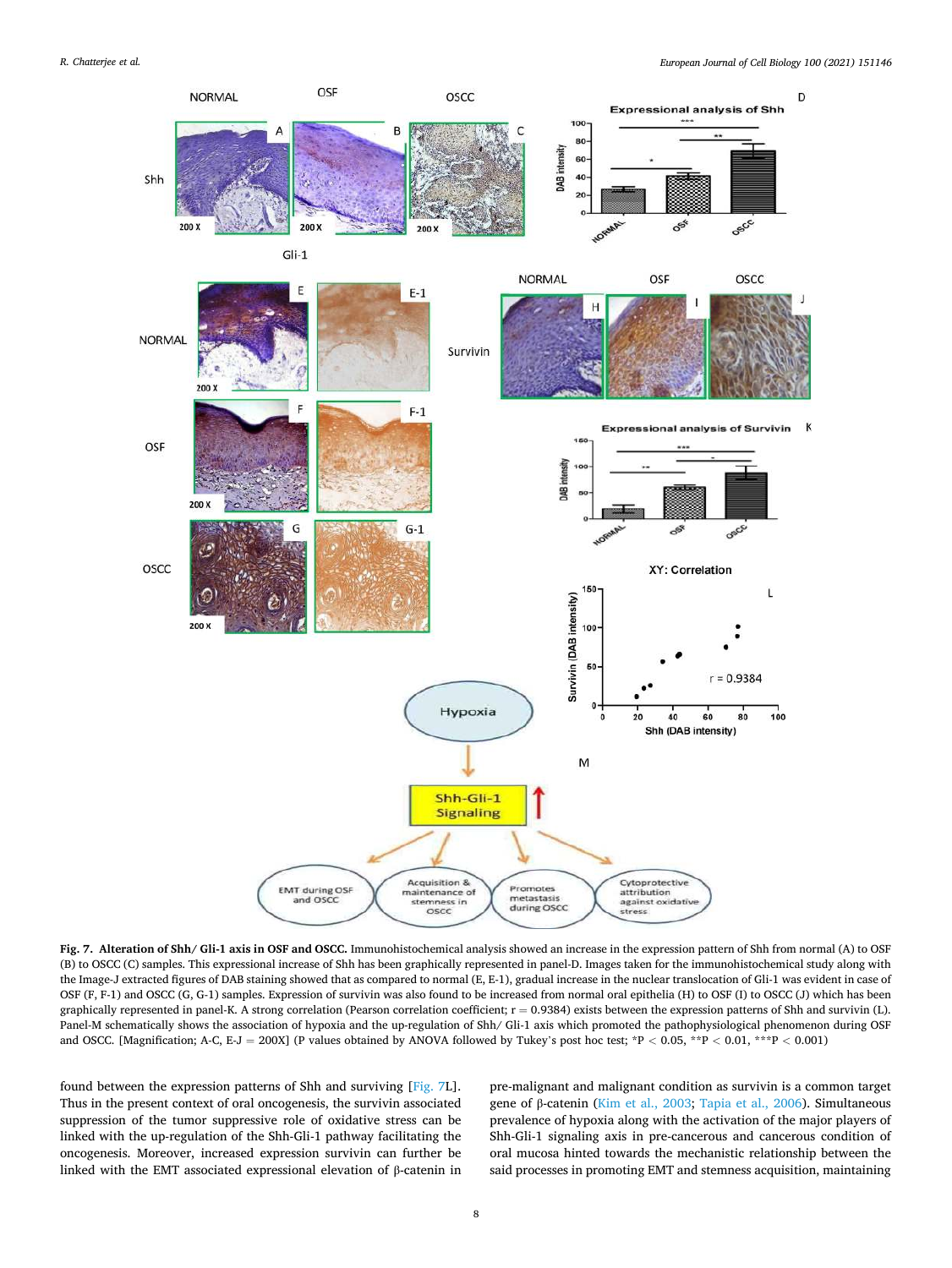**Fig. 7. Alteration of Shh/ Gli-1 axis in OSF and OSCC.** Immunohistochemical analysis showed an increase in the expression pattern of Shh from normal (A) to OSF (B) to OSCC (C) samples. This expressional increase of Shh has been graphically represented in panel-D. Images taken for the immunohistochemical study along with the Image-J extracted figures of DAB staining showed that as compared to normal (E, E-1), gradual increase in the nuclear translocation of Gli-1 was evident in case of OSF (F, F-1) and OSCC (G, G-1) samples. Expression of survivin was also found to be increased from normal oral epithelia (H) to OSF (I) to OSCC (J) which has been graphically represented in panel-K. A strong correlation (Pearson correlation coefficient; r = 0.9384) exists between the expression patterns of Shh and survivin (L). Panel-M schematically shows the association of hypoxia and the up-regulation of Shh/ Gli-1 axis which promoted the pathophysiological phenomenon during OSF and OSCC. [Magnification; A-C, E-J = 200X] (P values obtained by ANOVA followed by Tukey's post hoc test; *P < 0.05, **P < 0.01, ***P < 0.001)

found between the expression patterns of Shh and surviving [Fig. 7L]. Thus in the present context of oral oncogenesis, the survivin associated suppression of the tumor suppressive role of oxidative stress can be linked with the up-regulation of the Shh-Gli-1 pathway facilitating the oncogenesis. Moreover, increased expression survivin can further be linked with the EMT associated expressional elevation of β-catenin in pre-malignant and malignant condition as survivin is a common target gene of β-catenin (Kim et al., 2003; Tapia et al., 2006). Simultaneous prevalence of hypoxia along with the activation of the major players of Shh-Gli-1 signaling axis in pre-cancerous and cancerous condition of oral mucosa hinted towards the mechanistic relationship between the said processes in promoting EMT and stemness acquisition, maintaining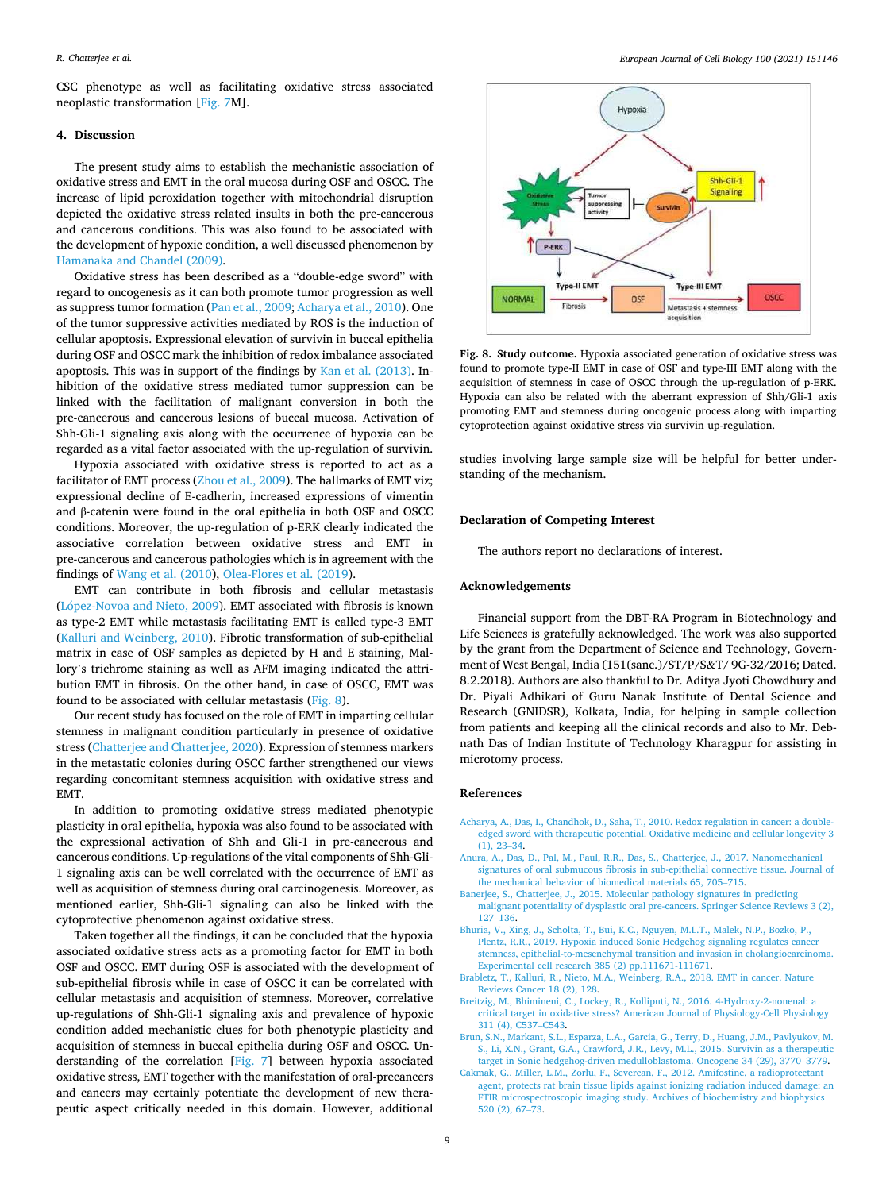CSC phenotype as well as facilitating oxidative stress associated neoplastic transformation [Fig. 7M].

## 4. Discussion

The present study aims to establish the mechanistic association of oxidative stress and EMT in the oral mucosa during OSF and OSCC. The increase of lipid peroxidation together with mitochondrial disruption depicted the oxidative stress related insults in both the pre-cancerous and cancerous conditions. This was also found to be associated with the development of hypoxic condition, a well discussed phenomenon by Hamanaka and Chandel (2009).

Oxidative stress has been described as a "double-edge sword" with regard to oncogenesis as it can both promote tumor progression as well as suppress tumor formation (Pan et al., 2009; Acharya et al., 2010). One of the tumor suppressive activities mediated by ROS is the induction of cellular apoptosis. Expressional elevation of survivin in buccal epithelia during OSF and OSCC mark the inhibition of redox imbalance associated apoptosis. This was in support of the findings by Kan et al. (2013). Inhibition of the oxidative stress mediated tumor suppression can be linked with the facilitation of malignant conversion in both the pre-cancerous and cancerous lesions of buccal mucosa. Activation of Shh-Gli-1 signaling axis along with the occurrence of hypoxia can be regarded as a vital factor associated with the up-regulation of survivin.

Hypoxia associated with oxidative stress is reported to act as a facilitator of EMT process (Zhou et al., 2009). The hallmarks of EMT viz; expressional decline of E-cadherin, increased expressions of vimentin and β-catenin were found in the oral epithelia in both OSF and OSCC conditions. Moreover, the up-regulation of p-ERK clearly indicated the associative correlation between oxidative stress and EMT in pre-cancerous and cancerous pathologies which is in agreement with the findings of Wang et al. (2010), Olea-Flores et al. (2019).

EMT can contribute in both fibrosis and cellular metastasis (López-Novoa and Nieto, 2009). EMT associated with fibrosis is known as type-2 EMT while metastasis facilitating EMT is called type-3 EMT (Kalluri and Weinberg, 2010). Fibrotic transformation of sub-epithelial matrix in case of OSF samples as depicted by H and E staining, Mallory's trichrome staining as well as AFM imaging indicated the attribution EMT in fibrosis. On the other hand, in case of OSCC, EMT was found to be associated with cellular metastasis (Fig. 8).

Our recent study has focused on the role of EMT in imparting cellular stemness in malignant condition particularly in presence of oxidative stress (Chatterjee and Chatterjee, 2020). Expression of stemness markers in the metastatic colonies during OSCC farther strengthened our views regarding concomitant stemness acquisition with oxidative stress and EMT.

In addition to promoting oxidative stress mediated phenotypic plasticity in oral epithelia, hypoxia was also found to be associated with the expressional activation of Shh and Gli-1 in pre-cancerous and cancerous conditions. Up-regulations of the vital components of Shh-Gli-1 signaling axis can be well correlated with the occurrence of EMT as well as acquisition of stemness during oral carcinogenesis. Moreover, as mentioned earlier, Shh-Gli-1 signaling can also be linked with the cytoprotective phenomenon against oxidative stress.

Taken together all the findings, it can be concluded that the hypoxia associated oxidative stress acts as a promoting factor for EMT in both OSF and OSCC. EMT during OSF is associated with the development of sub-epithelial fibrosis while in case of OSCC it can be correlated with cellular metastasis and acquisition of stemness. Moreover, correlative up-regulations of Shh-Gli-1 signaling axis and prevalence of hypoxic condition added mechanistic clues for both phenotypic plasticity and acquisition of stemness in buccal epithelia during OSF and OSCC. Understanding of the correlation [Fig. 7] between hypoxia associated oxidative stress, EMT together with the manifestation of oral-precancers and cancers may certainly potentiate the development of new therapeutic aspect critically needed in this domain. However, additional studies involving large sample size will be helpful for better understanding of the mechanism.

**Fig. 8. Study outcome.** Hypoxia associated generation of oxidative stress was found to promote type-II EMT in case of OSF and type-III EMT along with the acquisition of stemness in case of OSCC through the up-regulation of p-ERK. Hypoxia can also be related with the aberrant expression of Shh/Gli-1 axis promoting EMT and stemness during oncogenic process along with imparting cytoprotection against oxidative stress via survivin up-regulation.

## Declaration of Competing Interest

The authors report no declarations of interest.

## Acknowledgements

Financial support from the DBT-RA Program in Biotechnology and Life Sciences is gratefully acknowledged. The work was also supported by the grant from the Department of Science and Technology, Government of West Bengal, India (151(sanc.)/ST/P/S&T/ 9G-32/2016; Dated. 8.2.2018). Authors are also thankful to Dr. Aditya Jyoti Chowdhury and Dr. Piyali Adhikari of Guru Nanak Institute of Dental Science and Research (GNIDSR), Kolkata, India, for helping in sample collection from patients and keeping all the clinical records and also to Mr. Debnath Das of Indian Institute of Technology Kharagpur for assisting in microtomy process.

## References

Acharya, A., Das, I., Chandhok, D., Saha, T., 2010. Redox regulation in cancer: a double-edged sword with therapeutic potential. Oxidative medicine and cellular longevity 3 (1), 23–34.

Anura, A., Das, D., Pal, M., Paul, R.R., Das, S., Chatterjee, J., 2017. Nanomechanical signatures of oral submucous fibrosis in sub-epithelial connective tissue. Journal of the mechanical behavior of biomedical materials 65, 705–715.

Banerjee, S., Chatterjee, J., 2015. Molecular pathology signatures in predicting malignant potentiality of dysplastic oral pre-cancers. Springer Science Reviews 3 (2), 127–136.

Bhuria, V., Xing, J., Scholta, T., Bui, K.C., Nguyen, M.L.T., Malek, N.P., Bozko, P., Plentz, R.R., 2019. Hypoxia induced Sonic Hedgehog signaling regulates cancer stemness, epithelial-to-mesenchymal transition and invasion in cholangiocarcinoma. Experimental cell research 385 (2) pp.111671-111671.

Brabletz, T., Kalluri, R., Nieto, M.A., Weinberg, R.A., 2018. EMT in cancer. Nature Reviews Cancer 18 (2), 128.

Breitzig, M., Bhimineni, C., Lockey, R., Kolliputi, N., 2016. 4-Hydroxy-2-nonenal: a critical target in oxidative stress? American Journal of Physiology-Cell Physiology 311 (4), C537–C543.

Brun, S.N., Markant, S.L., Esparza, L.A., Garcia, G., Terry, D., Huang, J.M., Pavlyukov, M. S., Li, X.N., Grant, G.A., Crawford, J.R., Levy, M.L., 2015. Survivin as a therapeutic target in Sonic hedgehog-driven medulloblastoma. Oncogene 34 (29), 3770–3779.

Cakmak, G., Miller, L.M., Zorlu, F., Severcan, F., 2012. Amifostine, a radioprotectant agent, protects rat brain tissue lipids against ionizing radiation induced damage: an FTIR microspectroscopic imaging study. Archives of biochemistry and biophysics 520 (2), 67–73.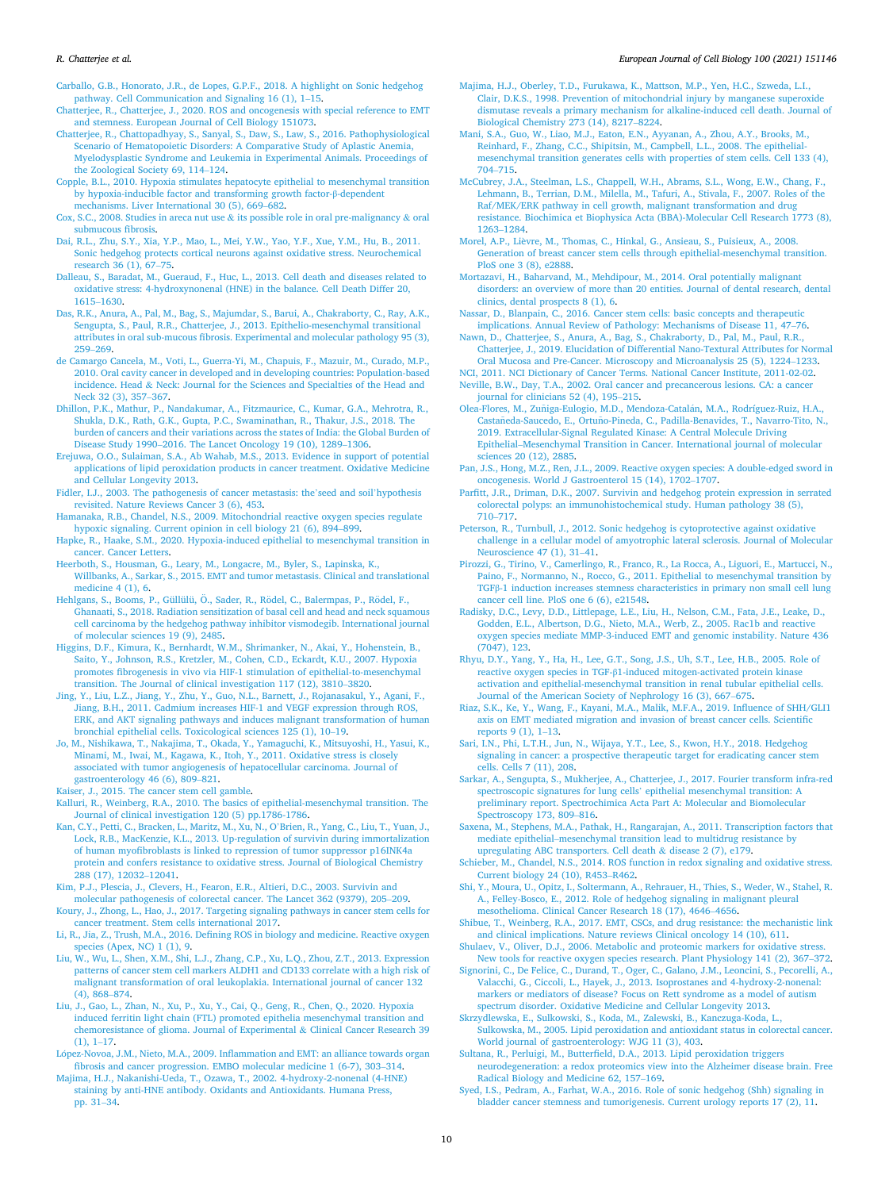Carballo, G.B., Honorato, J.R., de Lopes, G.P.F., 2018. A highlight on Sonic hedgehog pathway. Cell Communication and Signaling 16 (1), 1–15.

Chatterjee, R., Chatterjee, J., 2020. ROS and oncogenesis with special reference to EMT and stemness. European Journal of Cell Biology 151073.

Chatterjee, R., Chattopadhyay, S., Sanyal, S., Daw, S., Law, S., 2016. Pathophysiological Scenario of Hematopoietic Disorders: A Comparative Study of Aplastic Anemia, Myelodysplastic Syndrome and Leukemia in Experimental Animals. Proceedings of the Zoological Society 69, 114–124.

Copple, B.L., 2010. Hypoxia stimulates hepatocyte epithelial to mesenchymal transition by hypoxia-inducible factor and transforming growth factor-β-dependent mechanisms. Liver International 30 (5), 669–682.

Cox, S.C., 2008. Studies in areca nut use & its possible role in oral pre-malignancy & oral submucous fibrosis.

Dai, R.L., Zhu, S.Y., Xia, Y.P., Mao, L., Mei, Y.W., Yao, Y.F., Xue, Y.M., Hu, B., 2011. Sonic hedgehog protects cortical neurons against oxidative stress. Neurochemical research 36 (1), 67–75.

Dalleau, S., Baradat, M., Gueraud, F., Huc, L., 2013. Cell death and diseases related to oxidative stress: 4-hydroxynonenal (HNE) in the balance. Cell Death Differ 20, 1615–1630.

Das, R.K., Anura, A., Pal, M., Bag, S., Majumdar, S., Barui, A., Chakraborty, C., Ray, A.K., Sengupta, S., Paul, R.R., Chatterjee, J., 2013. Epithelio-mesenchymal transitional attributes in oral sub-mucous fibrosis. Experimental and molecular pathology 95 (3), 259–269.

de Camargo Cancela, M., Voti, L., Guerra-Yi, M., Chapuis, F., Mazuir, M., Curado, M.P., 2010. Oral cavity cancer in developed and in developing countries: Population-based incidence. Head & Neck: Journal for the Sciences and Specialties of the Head and Neck 32 (3), 357–367.

Dhillon, P.K., Mathur, P., Nandakumar, A., Fitzmaurice, C., Kumar, G.A., Mehrotra, R., Shukla, D.K., Rath, G.K., Gupta, P.C., Swaminathan, R., Thakur, J.S., 2018. The burden of cancers and their variations across the states of India: the Global Burden of Disease Study 1990–2016. The Lancet Oncology 19 (10), 1289–1306.

Erejuwa, O.O., Sulaiman, S.A., Ab Wahab, M.S., 2013. Evidence in support of potential applications of lipid peroxidation products in cancer treatment. Oxidative Medicine and Cellular Longevity 2013.

Fidler, I.J., 2003. The pathogenesis of cancer metastasis: the'seed and soil'hypothesis revisited. Nature Reviews Cancer 3 (6), 453.

Hamanaka, R.B., Chandel, N.S., 2009. Mitochondrial reactive oxygen species regulate hypoxic signaling. Current opinion in cell biology 21 (6), 894–899.

Hapke, R., Haake, S.M., 2020. Hypoxia-induced epithelial to mesenchymal transition in cancer. Cancer Letters.

Heerboth, S., Housman, G., Leary, M., Longacre, M., Byler, S., Lapinska, K., Willbanks, A., Sarkar, S., 2015. EMT and tumor metastasis. Clinical and translational medicine 4 (1), 6.

Hehlgans, S., Booms, P., Güllülü, Ö., Sader, R., Rödel, C., Balermpas, P., Rödel, F., Ghanaati, S., 2018. Radiation sensitization of basal cell and head and neck squamous cell carcinoma by the hedgehog pathway inhibitor vismodegib. International journal of molecular sciences 19 (9), 2485.

Higgins, D.F., Kimura, K., Bernhardt, W.M., Shrimanker, N., Akai, Y., Hohenstein, B., Saito, Y., Johnson, R.S., Kretzler, M., Cohen, C.D., Eckardt, K.U., 2007. Hypoxia promotes fibrogenesis in vivo via HIF-1 stimulation of epithelial-to-mesenchymal transition. The Journal of clinical investigation 117 (12), 3810–3820.

Jing, Y., Liu, L.Z., Jiang, Y., Zhu, Y., Guo, N.L., Barnett, J., Rojanasakul, Y., Agani, F., Jiang, B.H., 2011. Cadmium increases HIF-1 and VEGF expression through ROS, ERK, and AKT signaling pathways and induces malignant transformation of human bronchial epithelial cells. Toxicological sciences 125 (1), 10–19.

Jo, M., Nishikawa, T., Nakajima, T., Okada, Y., Yamaguchi, K., Mitsuyoshi, H., Yasui, K., Minami, M., Iwai, M., Kagawa, K., Itoh, Y., 2011. Oxidative stress is closely associated with tumor angiogenesis of hepatocellular carcinoma. Journal of gastroenterology 46 (6), 809–821.

Kaiser, J., 2015. The cancer stem cell gamble.

Kalluri, R., Weinberg, R.A., 2010. The basics of epithelial-mesenchymal transition. The Journal of clinical investigation 120 (5) pp.1786-1786.

Kan, C.Y., Petti, C., Bracken, L., Maritz, M., Xu, N., O'Brien, R., Yang, C., Liu, T., Yuan, J., Lock, R.B., MacKenzie, K.L., 2013. Up-regulation of survivin during immortalization of human myofibroblasts is linked to repression of tumor suppressor p16INK4a protein and confers resistance to oxidative stress. Journal of Biological Chemistry 288 (17), 12032–12041.

Kim, P.J., Plescia, J., Clevers, H., Fearon, E.R., Altieri, D.C., 2003. Survivin and molecular pathogenesis of colorectal cancer. The Lancet 362 (9379), 205–209.

Koury, J., Zhong, L., Hao, J., 2017. Targeting signaling pathways in cancer stem cells for cancer treatment. Stem cells international 2017.

Li, R., Jia, Z., Trush, M.A., 2016. Defining ROS in biology and medicine. Reactive oxygen species (Apex, NC) 1 (1), 9.

Liu, W., Wu, L., Shen, X.M., Shi, L.J., Zhang, C.P., Xu, L.Q., Zhou, Z.T., 2013. Expression patterns of cancer stem cell markers ALDH1 and CD133 correlate with a high risk of malignant transformation of oral leukoplakia. International journal of cancer 132 (4), 868–874.

Liu, J., Gao, L., Zhan, N., Xu, P., Xu, Y., Cai, Q., Geng, R., Chen, Q., 2020. Hypoxia induced ferritin light chain (FTL) promoted epithelia mesenchymal transition and chemoresistance of glioma. Journal of Experimental & Clinical Cancer Research 39 (1), 1–17.

López-Novoa, J.M., Nieto, M.A., 2009. Inflammation and EMT: an alliance towards organ fibrosis and cancer progression. EMBO molecular medicine 1 (6-7), 303–314.

Majima, H.J., Nakanishi-Ueda, T., Ozawa, T., 2002. 4-hydroxy-2-nonenal (4-HNE) staining by anti-HNE antibody. Oxidants and Antioxidants. Humana Press, pp. 31–34.

Majima, H.J., Oberley, T.D., Furukawa, K., Mattson, M.P., Yen, H.C., Szweda, L.I., Clair, D.K.S., 1998. Prevention of mitochondrial injury by manganese superoxide dismutase reveals a primary mechanism for alkaline-induced cell death. Journal of Biological Chemistry 273 (14), 8217–8224.

Mani, S.A., Guo, W., Liao, M.J., Eaton, E.N., Ayyanan, A., Zhou, A.Y., Brooks, M., Reinhard, F., Zhang, C.C., Shipitsin, M., Campbell, L.L., 2008. The epithelial-mesenchymal transition generates cells with properties of stem cells. Cell 133 (4), 704–715.

McCubrey, J.A., Steelman, L.S., Chappell, W.H., Abrams, S.L., Wong, E.W., Chang, F., Lehmann, B., Terrian, D.M., Milella, M., Tafuri, A., Stivala, F., 2007. Roles of the Raf/MEK/ERK pathway in cell growth, malignant transformation and drug resistance. Biochimica et Biophysica Acta (BBA)-Molecular Cell Research 1773 (8), 1263–1284.

Morel, A.P., Lièvre, M., Thomas, C., Hinkal, G., Ansieau, S., Puisieux, A., 2008. Generation of breast cancer stem cells through epithelial-mesenchymal transition. PloS one 3 (8), e2888.

Mortazavi, H., Baharvand, M., Mehdipour, M., 2014. Oral potentially malignant disorders: an overview of more than 20 entities. Journal of dental research, dental clinics, dental prospects 8 (1), 6.

Nassar, D., Blanpain, C., 2016. Cancer stem cells: basic concepts and therapeutic implications. Annual Review of Pathology: Mechanisms of Disease 11, 47–76.

Nawn, D., Chatterjee, S., Anura, A., Bag, S., Chakraborty, D., Pal, M., Paul, R.R., Chatterjee, J., 2019. Elucidation of Differential Nano-Textural Attributes for Normal Oral Mucosa and Pre-Cancer. Microscopy and Microanalysis 25 (5), 1224–1233.

NCI, 2011. NCI Dictionary of Cancer Terms. National Cancer Institute, 2011-02-02.

Neville, B.W., Day, T.A., 2002. Oral cancer and precancerous lesions. CA: a cancer journal for clinicians 52 (4), 195–215.

Olea-Flores, M., Zuñiga-Eulogio, M.D., Mendoza-Catalán, M.A., Rodríguez-Ruiz, H.A., Castañeda-Saucedo, E., Ortuño-Pineda, C., Padilla-Benavides, T., Navarro-Tito, N., 2019. Extracellular-Signal Regulated Kinase: A Central Molecule Driving Epithelial–Mesenchymal Transition in Cancer. International journal of molecular sciences 20 (12), 2885.

Pan, J.S., Hong, M.Z., Ren, J.L., 2009. Reactive oxygen species: A double-edged sword in oncogenesis. World J Gastroenterol 15 (14), 1702–1707.

Parfitt, J.R., Driman, D.K., 2007. Survivin and hedgehog protein expression in serrated colorectal polyps: an immunohistochemical study. Human pathology 38 (5), 710–717.

Peterson, R., Turnbull, J., 2012. Sonic hedgehog is cytoprotective against oxidative challenge in a cellular model of amyotrophic lateral sclerosis. Journal of Molecular Neuroscience 47 (1), 31–41.

Pirozzi, G., Tirino, V., Camerlingo, R., Franco, R., La Rocca, A., Liguori, E., Martucci, N., Paino, F., Normanno, N., Rocco, G., 2011. Epithelial to mesenchymal transition by TGFβ-1 induction increases stemness characteristics in primary non small cell lung cancer cell line. PloS one 6 (6), e21548.

Radisky, D.C., Levy, D.D., Littlepage, L.E., Liu, H., Nelson, C.M., Fata, J.E., Leake, D., Godden, E.L., Albertson, D.G., Nieto, M.A., Werb, Z., 2005. Rac1b and reactive oxygen species mediate MMP-3-induced EMT and genomic instability. Nature 436 (7047), 123.

Rhyu, D.Y., Yang, Y., Ha, H., Lee, G.T., Song, J.S., Uh, S.T., Lee, H.B., 2005. Role of reactive oxygen species in TGF-β1-induced mitogen-activated protein kinase activation and epithelial-mesenchymal transition in renal tubular epithelial cells. Journal of the American Society of Nephrology 16 (3), 667–675.

Riaz, S.K., Ke, Y., Wang, F., Kayani, M.A., Malik, M.F.A., 2019. Influence of SHH/GLI1 axis on EMT mediated migration and invasion of breast cancer cells. Scientific reports 9 (1), 1–13.

Sari, I.N., Phi, L.T.H., Jun, N., Wijaya, Y.T., Lee, S., Kwon, H.Y., 2018. Hedgehog signaling in cancer: a prospective therapeutic target for eradicating cancer stem cells. Cells 7 (11), 208.

Sarkar, A., Sengupta, S., Mukherjee, A., Chatterjee, J., 2017. Fourier transform infra-red spectroscopic signatures for lung cells' epithelial mesenchymal transition: A preliminary report. Spectrochimica Acta Part A: Molecular and Biomolecular Spectroscopy 173, 809–816.

Saxena, M., Stephens, M.A., Pathak, H., Rangarajan, A., 2011. Transcription factors that mediate epithelial–mesenchymal transition lead to multidrug resistance by upregulating ABC transporters. Cell death & disease 2 (7), e179.

Schieber, M., Chandel, N.S., 2014. ROS function in redox signaling and oxidative stress. Current biology 24 (10), R453–R462.

Shi, Y., Moura, U., Opitz, I., Soltermann, A., Rehrauer, H., Thies, S., Weder, W., Stahel, R. A., Felley-Bosco, E., 2012. Role of hedgehog signaling in malignant pleural mesothelioma. Clinical Cancer Research 18 (17), 4646–4656.

Shibue, T., Weinberg, R.A., 2017. EMT, CSCs, and drug resistance: the mechanistic link and clinical implications. Nature reviews Clinical oncology 14 (10), 611.

Shulaev, V., Oliver, D.J., 2006. Metabolic and proteomic markers for oxidative stress. New tools for reactive oxygen species research. Plant Physiology 141 (2), 367–372.

Signorini, C., De Felice, C., Durand, T., Oger, C., Galano, J.M., Leoncini, S., Pecorelli, A., Valacchi, G., Ciccoli, L., Hayek, J., 2013. Isoprostanes and 4-hydroxy-2-nonenal: markers or mediators of disease? Focus on Rett syndrome as a model of autism spectrum disorder. Oxidative Medicine and Cellular Longevity 2013.

Skrzydlewska, E., Sulkowski, S., Koda, M., Zalewski, B., Kanczuga-Koda, L., Sulkowska, M., 2005. Lipid peroxidation and antioxidant status in colorectal cancer. World journal of gastroenterology: WJG 11 (3), 403.

Sultana, R., Perluigi, M., Butterfield, D.A., 2013. Lipid peroxidation triggers neurodegeneration: a redox proteomics view into the Alzheimer disease brain. Free Radical Biology and Medicine 62, 157–169.

Syed, I.S., Pedram, A., Farhat, W.A., 2016. Role of sonic hedgehog (Shh) signaling in bladder cancer stemness and tumorigenesis. Current urology reports 17 (2), 11.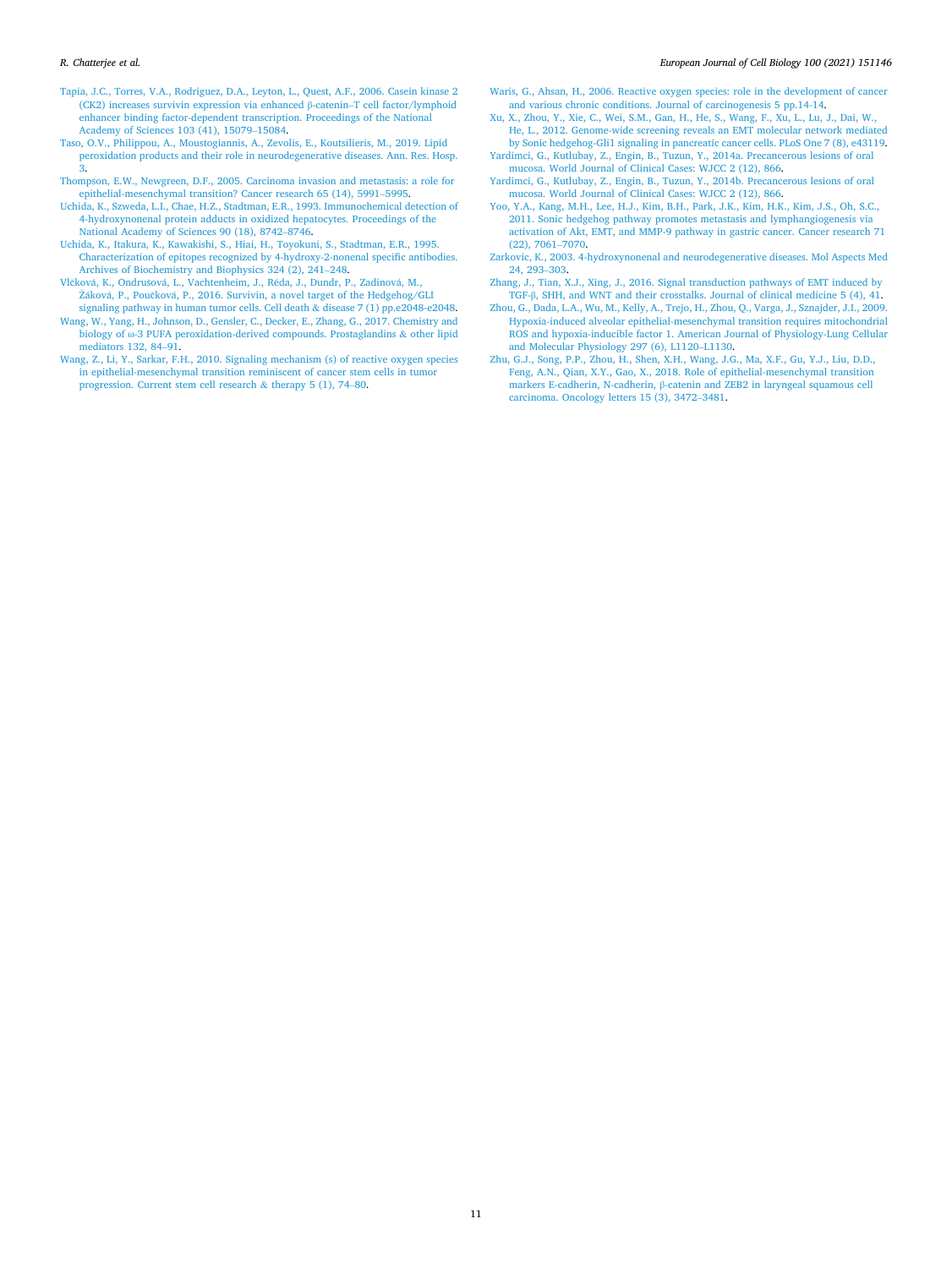Tapia, J.C., Torres, V.A., Rodriguez, D.A., Leyton, L., Quest, A.F., 2006. Casein kinase 2 (CK2) increases survivin expression via enhanced β-catenin–T cell factor/lymphoid enhancer binding factor-dependent transcription. Proceedings of the National Academy of Sciences 103 (41), 15079–15084.

Taso, O.V., Philippou, A., Moustogiannis, A., Zevolis, E., Koutsilieris, M., 2019. Lipid peroxidation products and their role in neurodegenerative diseases. Ann. Res. Hosp. 3.

Thompson, E.W., Newgreen, D.F., 2005. Carcinoma invasion and metastasis: a role for epithelial-mesenchymal transition? Cancer research 65 (14), 5991–5995.

Uchida, K., Szweda, L.I., Chae, H.Z., Stadtman, E.R., 1993. Immunochemical detection of 4-hydroxynonenal protein adducts in oxidized hepatocytes. Proceedings of the National Academy of Sciences 90 (18), 8742–8746.

Uchida, K., Itakura, K., Kawakishi, S., Hiai, H., Toyokuni, S., Stadtman, E.R., 1995. Characterization of epitopes recognized by 4-hydroxy-2-nonenal specific antibodies. Archives of Biochemistry and Biophysics 324 (2), 241–248.

Vlčková, K., Ondrušová, L., Vachtenheim, J., Réda, J., Dundr, P., Zadinová, M., Žáková, P., Poučková, P., 2016. Survivin, a novel target of the Hedgehog/GLI signaling pathway in human tumor cells. Cell death & disease 7 (1) pp.e2048-e2048.

Wang, W., Yang, H., Johnson, D., Gensler, C., Decker, E., Zhang, G., 2017. Chemistry and biology of ω-3 PUFA peroxidation-derived compounds. Prostaglandins & other lipid mediators 132, 84–91.

Wang, Z., Li, Y., Sarkar, F.H., 2010. Signaling mechanism (s) of reactive oxygen species in epithelial-mesenchymal transition reminiscent of cancer stem cells in tumor progression. Current stem cell research & therapy 5 (1), 74–80.

Waris, G., Ahsan, H., 2006. Reactive oxygen species: role in the development of cancer and various chronic conditions. Journal of carcinogenesis 5 pp.14-14.

Xu, X., Zhou, Y., Xie, C., Wei, S.M., Gan, H., He, S., Wang, F., Xu, L., Lu, J., Dai, W., He, L., 2012. Genome-wide screening reveals an EMT molecular network mediated by Sonic hedgehog-Gli1 signaling in pancreatic cancer cells. PLoS One 7 (8), e43119.

Yardimci, G., Kutlubay, Z., Engin, B., Tuzun, Y., 2014a. Precancerous lesions of oral mucosa. World Journal of Clinical Cases: WJCC 2 (12), 866.

Yardimci, G., Kutlubay, Z., Engin, B., Tuzun, Y., 2014b. Precancerous lesions of oral mucosa. World Journal of Clinical Cases: WJCC 2 (12), 866.

Yoo, Y.A., Kang, M.H., Lee, H.J., Kim, B.H., Park, J.K., Kim, H.K., Kim, J.S., Oh, S.C., 2011. Sonic hedgehog pathway promotes metastasis and lymphangiogenesis via activation of Akt, EMT, and MMP-9 pathway in gastric cancer. Cancer research 71 (22), 7061–7070.

Zarkovic, K., 2003. 4-hydroxynonenal and neurodegenerative diseases. Mol Aspects Med 24, 293–303.

Zhang, J., Tian, X.J., Xing, J., 2016. Signal transduction pathways of EMT induced by TGF-β, SHH, and WNT and their crosstalks. Journal of clinical medicine 5 (4), 41.

Zhou, G., Dada, L.A., Wu, M., Kelly, A., Trejo, H., Zhou, Q., Varga, J., Sznajder, J.I., 2009. Hypoxia-induced alveolar epithelial-mesenchymal transition requires mitochondrial ROS and hypoxia-inducible factor 1. American Journal of Physiology-Lung Cellular and Molecular Physiology 297 (6), L1120–L1130.

Zhu, G.J., Song, P.P., Zhou, H., Shen, X.H., Wang, J.G., Ma, X.F., Gu, Y.J., Liu, D.D., Feng, A.N., Qian, X.Y., Gao, X., 2018. Role of epithelial-mesenchymal transition markers E-cadherin, N-cadherin, β-catenin and ZEB2 in laryngeal squamous cell carcinoma. Oncology letters 15 (3), 3472–3481.